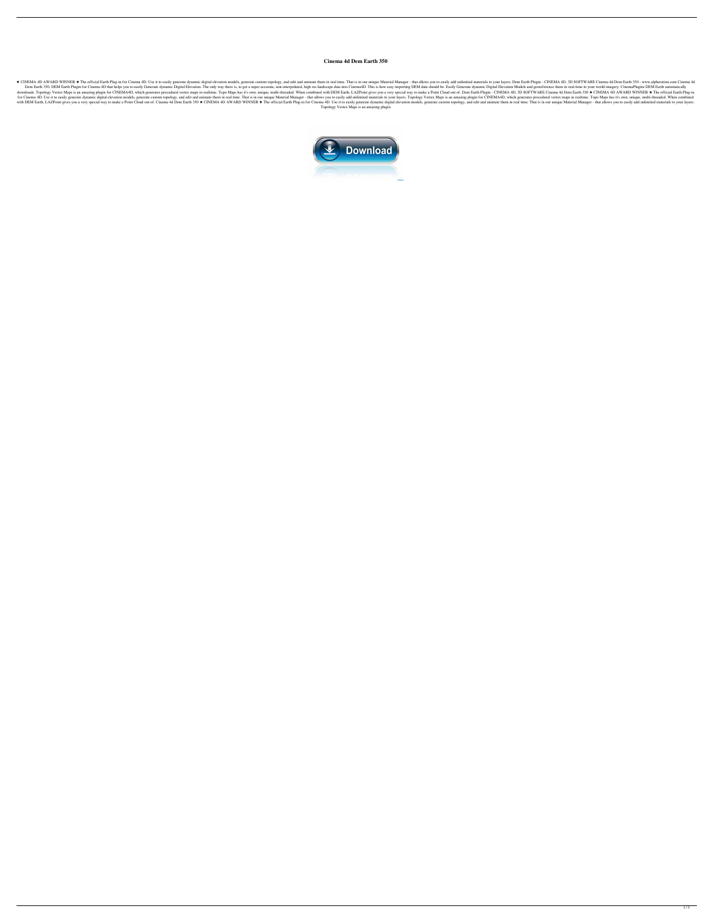# Cinema 4d Dem Earth 350

★ CINEMA 4D AWARD WINNER ★ The official Earth Plug-in for Cinema 4D. Use it to easily generate dynamic digital elevation models, generate custom topology, and edit and animate them in real time. That is in our unique Material Manager - that allows you to easily add unlimited materials to your layers. Dem Earth Plugin - CINEMA 4D, 3D SOFTWARE Cinema 4d Dem Earth 350 - www.alpheration.com Cinema 4d Dem Earth 350. DEM Earth Plugin for Cinema 4D that helps you to easily Generate dynamic Digital Elevation. The only way there is, to get a super accurate, non-interpolated, high res landscape data into Cinema4D. This is how easy importing DEM data should be. Easily Generate dynamic Digital Elevation Models and georeference them in real-time to your world imagery. CinemaPlugins DEM Earth automatically downloads. Topology Vertex Maps is an amazing plugin for CINEMA4D, which generates procedural vertex maps in realtime. Topo Maps has it's own, unique, multi-threaded. When combined with DEM Earth, LAZPoint gives you a very special way to make a Point Cloud out of. Dem Earth Plugin - CINEMA 4D, 3D SOFTWARE Cinema 4d Dem Earth 350 ★ CINEMA 4D AWARD WINNER ★ The official Earth Plug-in for Cinema 4D. Use it to easily generate dynamic digital elevation models, generate custom topology, and edit and animate them in real time. That is in our unique Material Manager - that allows you to easily add unlimited materials to your layers. Topology Vertex Maps is an amazing plugin for CINEMA4D, which generates procedural vertex maps in realtime. Topo Maps has it's own, unique, multi-threaded. When combined with DEM Earth, LAZPoint gives you a very special way to make a Point Cloud out of. Cinema 4d Dem Earth 350 ★ CINEMA 4D AWARD WINNER ★ The official Earth Plug-in for Cinema 4D. Use it to easily generate dynamic digital elevation models, generate custom topology, and edit and animate them in real time. That is in our unique Material Manager - that allows you to easily add unlimited materials to your layers. Topology Vertex Maps is an amazing plugin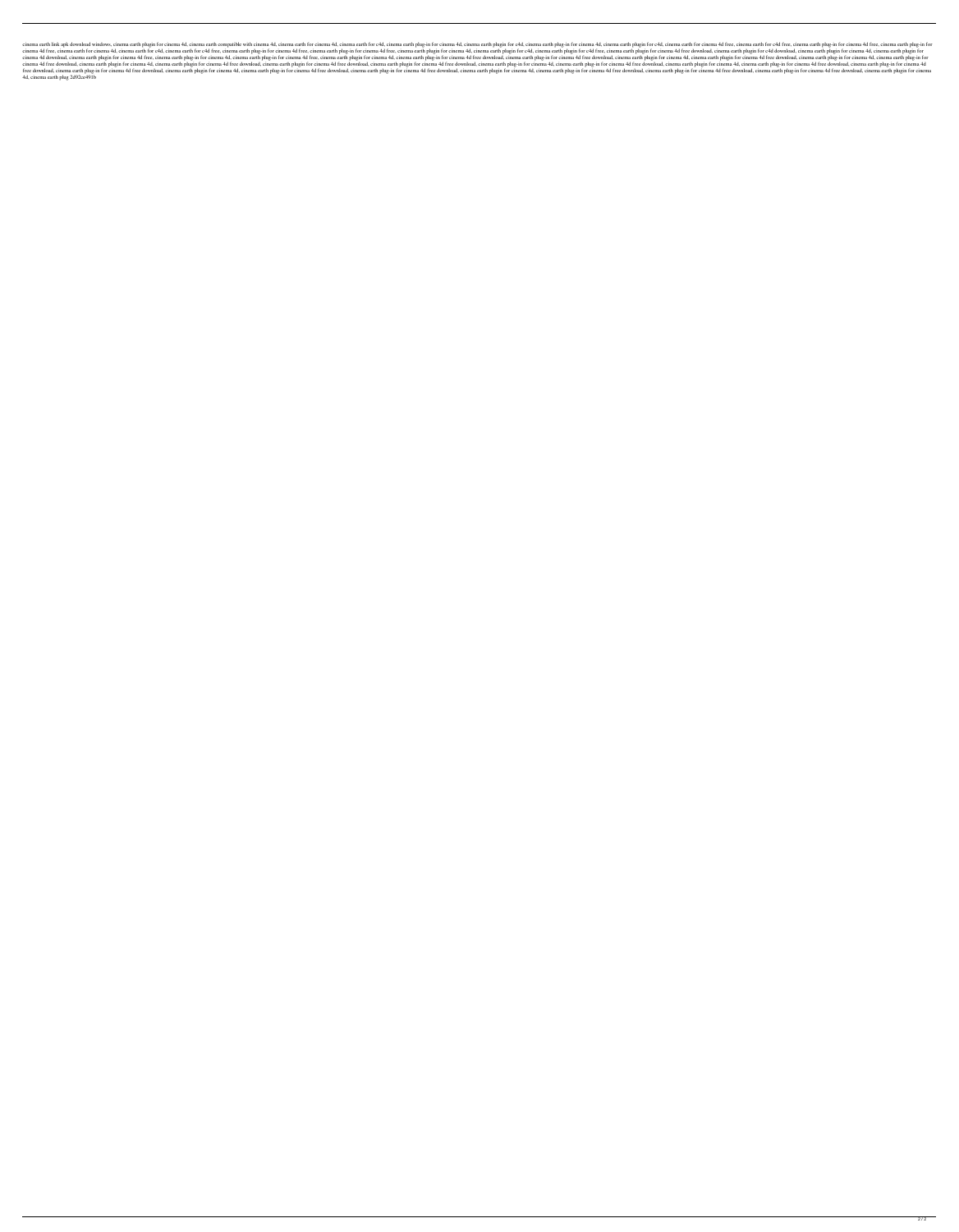cinema earth link apk download windows, cinema earth plugin for cinema 4d, cinema earth compatible with cinema 4d, cinema earth for cinema 4d, cinema earth for c4d, cinema earth plug-in for cinema 4d, cinema earth plugin for c4d, cinema earth plug-in for cinema 4d, cinema earth plugin for c4d, cinema earth for cinema 4d free, cinema earth for c4d free, cinema earth plug-in for cinema 4d free, cinema earth plug-in for cinema 4d free, cinema earth for cinema 4d, cinema earth for c4d, cinema earth for c4d free, cinema earth plug-in for cinema 4d free, cinema earth plug-in for cinema 4d free, cinema earth plugin for cinema 4d, cinema earth plugin for c4d, cinema earth plugin for c4d free, cinema earth plugin for cinema 4d free download, cinema earth plugin for c4d download, cinema earth plugin for cinema 4d, cinema earth plugin for cinema 4d download, cinema earth plugin for cinema 4d free, cinema earth plug-in for cinema 4d, cinema earth plug-in for cinema 4d free, cinema earth plugin for cinema 4d, cinema earth plug-in for cinema 4d free download, cinema earth plug-in for cinema 4d free download, cinema earth plugin for cinema 4d, cinema earth plugin for cinema 4d free download, cinema earth plug-in for cinema 4d, cinema earth plug-in for cinema 4d free download, cinema earth plugin for cinema 4d, cinema earth plugin for cinema 4d free download, cinema earth plugin for cinema 4d free download, cinema earth plugin for cinema 4d free download, cinema earth plug-in for cinema 4d, cinema earth plug-in for cinema 4d free download, cinema earth plugin for cinema 4d, cinema earth plug-in for cinema 4d free download, cinema earth plug-in for cinema 4d free download, cinema earth plug-in for cinema 4d free download, cinema earth plugin for cinema 4d, cinema earth plug-in for cinema 4d free download, cinema earth plug-in for cinema 4d free download, cinema earth plugin for cinema 4d, cinema earth plug-in for cinema 4d free download, cinema earth plug-in for cinema 4d free download, cinema earth plug-in for cinema 4d free download, cinema earth plugin for cinema 4d, cinema earth plug 2d92ce491b